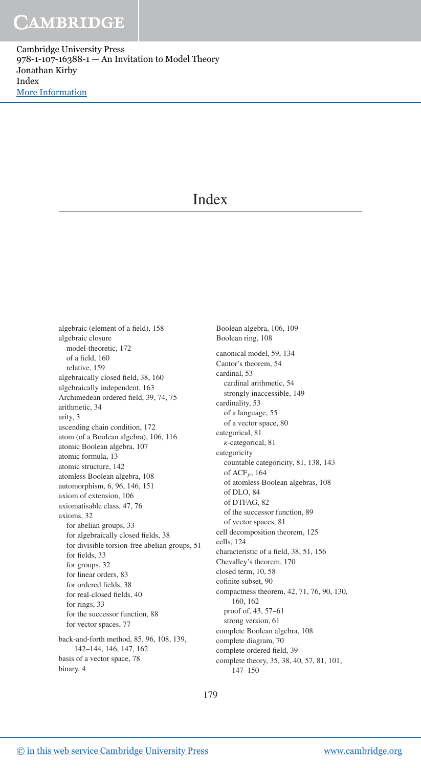# Index

algebraic (element of a field), 158
algebraic closure
  model-theoretic, 172
  of a field, 160
  relative, 159
algebraically closed field, 38, 160
algebraically independent, 163
Archimedean ordered field, 39, 74, 75
arithmetic, 34
arity, 3
ascending chain condition, 172
atom (of a Boolean algebra), 106, 116
atomic Boolean algebra, 107
atomic formula, 13
atomic structure, 142
atomless Boolean algebra, 108
automorphism, 6, 96, 146, 151
axiom of extension, 106
axiomatisable class, 47, 76
axioms, 32
  for abelian groups, 33
  for algebraically closed fields, 38
  for divisible torsion-free abelian groups, 51
  for fields, 33
  for groups, 32
  for linear orders, 83
  for ordered fields, 38
  for real-closed fields, 40
  for rings, 33
  for the successor function, 88
  for vector spaces, 77

back-and-forth method, 85, 96, 108, 139, 142–144, 146, 147, 162
basis of a vector space, 78
binary, 4

Boolean algebra, 106, 109
Boolean ring, 108

canonical model, 59, 134
Cantor's theorem, 54
cardinal, 53
  cardinal arithmetic, 54
  strongly inaccessible, 149
cardinality, 53
  of a language, 55
  of a vector space, 80
categorical, 81
  $\kappa$-categorical, 81
categoricity
  countable categoricity, 81, 138, 143
  of $\mathrm{ACF}_p$, 164
  of atomless Boolean algebras, 108
  of DLO, 84
  of DTFAG, 82
  of the successor function, 89
  of vector spaces, 81
cell decomposition theorem, 125
cells, 124
characteristic of a field, 38, 51, 156
Chevalley's theorem, 170
closed term, 10, 58
cofinite subset, 90
compactness theorem, 42, 71, 76, 90, 130, 160, 162
  proof of, 43, 57–61
  strong version, 61
complete Boolean algebra, 108
complete diagram, 70
complete ordered field, 39
complete theory, 35, 38, 40, 57, 81, 101, 147–150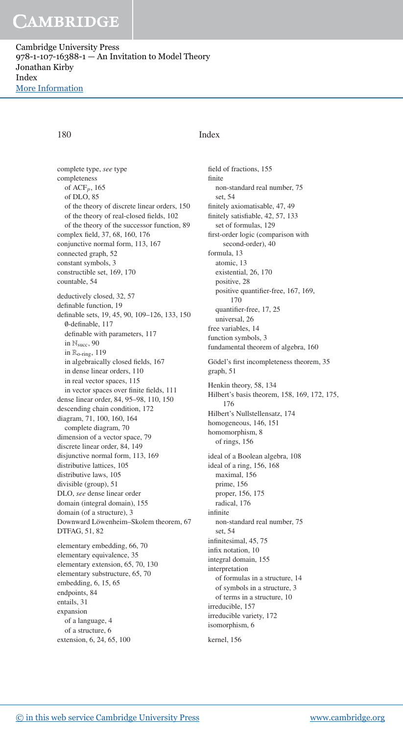complete type, *see* type
completeness
  of $\mathrm{ACF}_p$, 165
  of DLO, 85
  of the theory of discrete linear orders, 150
  of the theory of real-closed fields, 102
  of the theory of the successor function, 89
complex field, 37, 68, 160, 176
conjunctive normal form, 113, 167
connected graph, 52
constant symbols, 3
constructible set, 169, 170
countable, 54

deductively closed, 32, 57
definable function, 19
definable sets, 19, 45, 90, 109–126, 133, 150
  $\emptyset$-definable, 117
  definable with parameters, 117
  in $\mathbb{N}_{\mathrm{succ}}$, 90
  in $\mathbb{R}_{\text{o-ring}}$, 119
  in algebraically closed fields, 167
  in dense linear orders, 110
  in real vector spaces, 115
  in vector spaces over finite fields, 111
dense linear order, 84, 95–98, 110, 150
descending chain condition, 172
diagram, 71, 100, 160, 164
  complete diagram, 70
dimension of a vector space, 79
discrete linear order, 84, 149
disjunctive normal form, 113, 169
distributive lattices, 105
distributive laws, 105
divisible (group), 51
DLO, *see* dense linear order
domain (integral domain), 155
domain (of a structure), 3
Downward Löwenheim–Skolem theorem, 67
DTFAG, 51, 82

elementary embedding, 66, 70
elementary equivalence, 35
elementary extension, 65, 70, 130
elementary substructure, 65, 70
embedding, 6, 15, 65
endpoints, 84
entails, 31
expansion
  of a language, 4
  of a structure, 6
extension, 6, 24, 65, 100

field of fractions, 155
finite
  non-standard real number, 75
  set, 54
finitely axiomatisable, 47, 49
finitely satisfiable, 42, 57, 133
  set of formulas, 129
first-order logic (comparison with second-order), 40
formula, 13
  atomic, 13
  existential, 26, 170
  positive, 28
  positive quantifier-free, 167, 169, 170
  quantifier-free, 17, 25
  universal, 26
free variables, 14
function symbols, 3
fundamental theorem of algebra, 160

Gödel's first incompleteness theorem, 35
graph, 51

Henkin theory, 58, 134
Hilbert's basis theorem, 158, 169, 172, 175, 176
Hilbert's Nullstellensatz, 174
homogeneous, 146, 151
homomorphism, 8
  of rings, 156

ideal of a Boolean algebra, 108
ideal of a ring, 156, 168
  maximal, 156
  prime, 156
  proper, 156, 175
  radical, 176
infinite
  non-standard real number, 75
  set, 54
infinitesimal, 45, 75
infix notation, 10
integral domain, 155
interpretation
  of formulas in a structure, 14
  of symbols in a structure, 3
  of terms in a structure, 10
irreducible, 157
irreducible variety, 172
isomorphism, 6

kernel, 156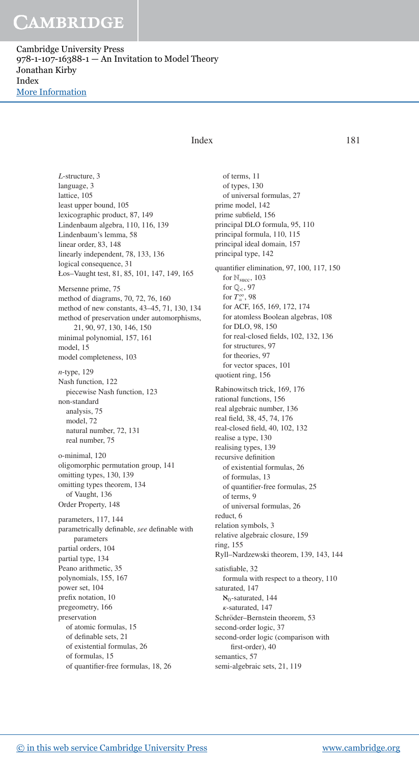# Index

$L$-structure, 3
language, 3
lattice, 105
least upper bound, 105
lexicographic product, 87, 149
Lindenbaum algebra, 110, 116, 139
Lindenbaum's lemma, 58
linear order, 83, 148
linearly independent, 78, 133, 136
logical consequence, 31
Łos–Vaught test, 81, 85, 101, 147, 149, 165

Mersenne prime, 75
method of diagrams, 70, 72, 76, 160
method of new constants, 43–45, 71, 130, 134
method of preservation under automorphisms, 21, 90, 97, 130, 146, 150
minimal polynomial, 157, 161
model, 15
model completeness, 103

$n$-type, 129
Nash function, 122
  piecewise Nash function, 123
non-standard
  analysis, 75
  model, 72
  natural number, 72, 131
  real number, 75

o-minimal, 120
oligomorphic permutation group, 141
omitting types, 130, 139
omitting types theorem, 134
  of Vaught, 136
Order Property, 148

parameters, 117, 144
parametrically definable, *see* definable with parameters
partial orders, 104
partial type, 134
Peano arithmetic, 35
polynomials, 155, 167
power set, 104
prefix notation, 10
pregeometry, 166
preservation
  of atomic formulas, 15
  of definable sets, 21
  of existential formulas, 26
  of formulas, 15
  of quantifier-free formulas, 18, 26
  of terms, 11
  of types, 130
  of universal formulas, 27
prime model, 142
prime subfield, 156
principal DLO formula, 95, 110
principal formula, 110, 115
principal ideal domain, 157
principal type, 142

quantifier elimination, 97, 100, 117, 150
  for $\mathbb{N}_{\text{succ}}$, 103
  for $\mathbb{Q}_{<}$, 97
  for $T_{=}^{\infty}$, 98
  for ACF, 165, 169, 172, 174
  for atomless Boolean algebras, 108
  for DLO, 98, 150
  for real-closed fields, 102, 132, 136
  for structures, 97
  for theories, 97
  for vector spaces, 101
quotient ring, 156

Rabinowitsch trick, 169, 176
rational functions, 156
real algebraic number, 136
real field, 38, 45, 74, 176
real-closed field, 40, 102, 132
realise a type, 130
realising types, 139
recursive definition
  of existential formulas, 26
  of formulas, 13
  of quantifier-free formulas, 25
  of terms, 9
  of universal formulas, 26
reduct, 6
relation symbols, 3
relative algebraic closure, 159
ring, 155
Ryll–Nardzewski theorem, 139, 143, 144

satisfiable, 32
  formula with respect to a theory, 110
saturated, 147
  $\aleph_0$-saturated, 144
  $\kappa$-saturated, 147
Schröder–Bernstein theorem, 53
second-order logic, 37
second-order logic (comparison with first-order), 40
semantics, 57
semi-algebraic sets, 21, 119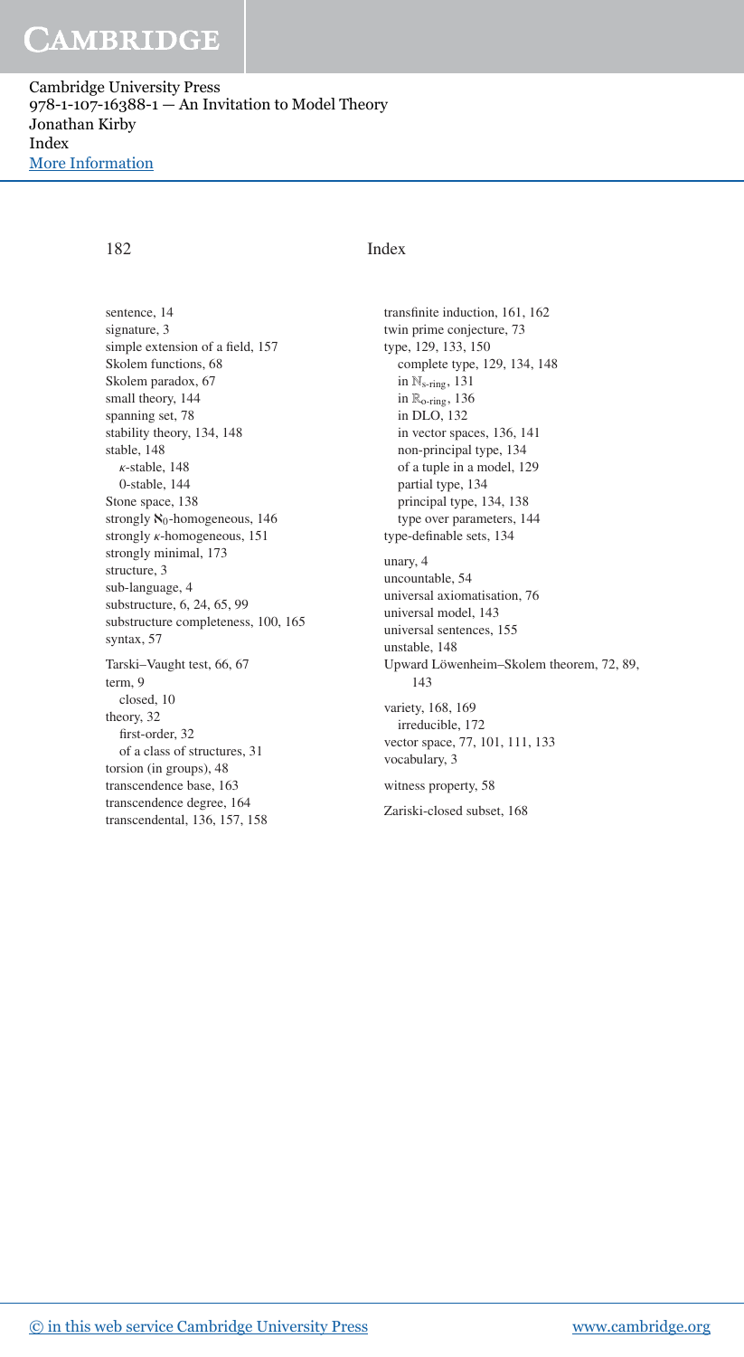sentence, 14
signature, 3
simple extension of a field, 157
Skolem functions, 68
Skolem paradox, 67
small theory, 144
spanning set, 78
stability theory, 134, 148
stable, 148
  $\kappa$-stable, 148
  0-stable, 144
Stone space, 138
strongly $\aleph_0$-homogeneous, 146
strongly $\kappa$-homogeneous, 151
strongly minimal, 173
structure, 3
sub-language, 4
substructure, 6, 24, 65, 99
substructure completeness, 100, 165
syntax, 57

Tarski–Vaught test, 66, 67
term, 9
  closed, 10
theory, 32
  first-order, 32
  of a class of structures, 31
torsion (in groups), 48
transcendence base, 163
transcendence degree, 164
transcendental, 136, 157, 158
transfinite induction, 161, 162
twin prime conjecture, 73
type, 129, 133, 150
  complete type, 129, 134, 148
  in $\mathbb{N}_{\text{s-ring}}$, 131
  in $\mathbb{R}_{\text{o-ring}}$, 136
  in DLO, 132
  in vector spaces, 136, 141
  non-principal type, 134
  of a tuple in a model, 129
  partial type, 134
  principal type, 134, 138
  type over parameters, 144
type-definable sets, 134

unary, 4
uncountable, 54
universal axiomatisation, 76
universal model, 143
universal sentences, 155
unstable, 148
Upward Löwenheim–Skolem theorem, 72, 89, 143

variety, 168, 169
  irreducible, 172
vector space, 77, 101, 111, 133
vocabulary, 3

witness property, 58

Zariski-closed subset, 168